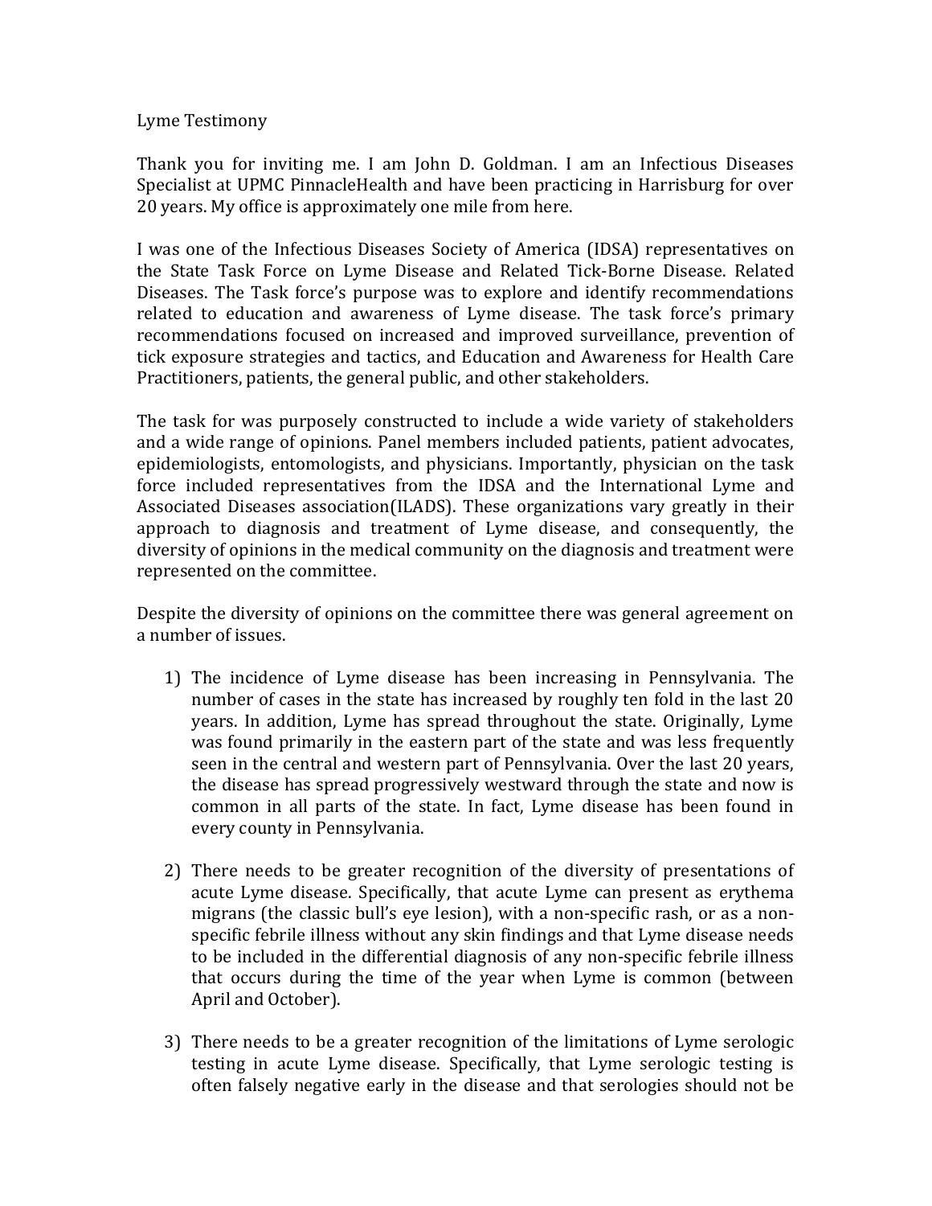Lyme Testimony

Thank you for inviting me. I am John D. Goldman. I am an Infectious Diseases Specialist at UPMC PinnacleHealth and have been practicing in Harrisburg for over 20 years. My office is approximately one mile from here.

I was one of the Infectious Diseases Society of America (IDSA) representatives on the State Task Force on Lyme Disease and Related Tick-Borne Disease. Related Diseases. The Task force's purpose was to explore and identify recommendations related to education and awareness of Lyme disease. The task force's primary recommendations focused on increased and improved surveillance, prevention of tick exposure strategies and tactics, and Education and Awareness for Health Care Practitioners, patients, the general public, and other stakeholders.

The task for was purposely constructed to include a wide variety of stakeholders and a wide range of opinions. Panel members included patients, patient advocates, epidemiologists, entomologists, and physicians. Importantly, physician on the task force included representatives from the IDSA and the International Lyme and Associated Diseases association(ILADS). These organizations vary greatly in their approach to diagnosis and treatment of Lyme disease, and consequently, the diversity of opinions in the medical community on the diagnosis and treatment were represented on the committee.

Despite the diversity of opinions on the committee there was general agreement on a number of issues.

1) The incidence of Lyme disease has been increasing in Pennsylvania. The number of cases in the state has increased by roughly ten fold in the last 20 years. In addition, Lyme has spread throughout the state. Originally, Lyme was found primarily in the eastern part of the state and was less frequently seen in the central and western part of Pennsylvania. Over the last 20 years, the disease has spread progressively westward through the state and now is common in all parts of the state. In fact, Lyme disease has been found in every county in Pennsylvania.

2) There needs to be greater recognition of the diversity of presentations of acute Lyme disease. Specifically, that acute Lyme can present as erythema migrans (the classic bull's eye lesion), with a non-specific rash, or as a non-specific febrile illness without any skin findings and that Lyme disease needs to be included in the differential diagnosis of any non-specific febrile illness that occurs during the time of the year when Lyme is common (between April and October).

3) There needs to be a greater recognition of the limitations of Lyme serologic testing in acute Lyme disease. Specifically, that Lyme serologic testing is often falsely negative early in the disease and that serologies should not be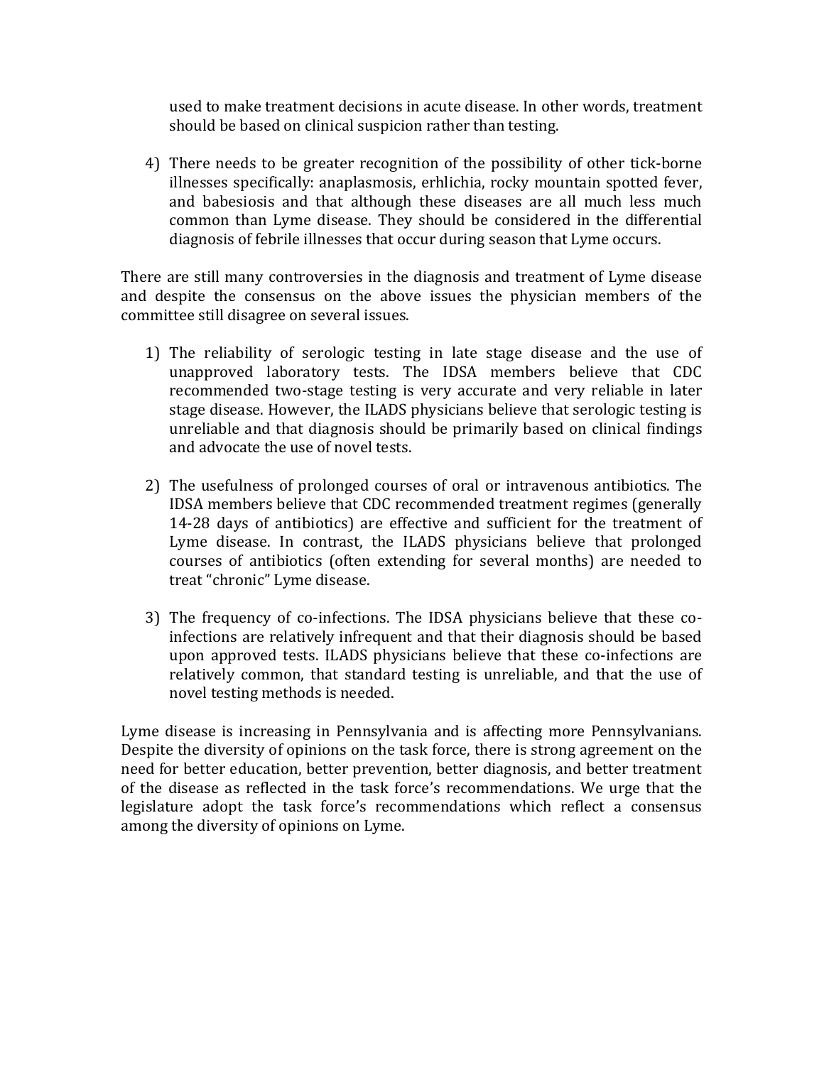used to make treatment decisions in acute disease. In other words, treatment should be based on clinical suspicion rather than testing.

4) There needs to be greater recognition of the possibility of other tick-borne illnesses specifically: anaplasmosis, erhlichia, rocky mountain spotted fever, and babesiosis and that although these diseases are all much less much common than Lyme disease. They should be considered in the differential diagnosis of febrile illnesses that occur during season that Lyme occurs.

There are still many controversies in the diagnosis and treatment of Lyme disease and despite the consensus on the above issues the physician members of the committee still disagree on several issues.

1) The reliability of serologic testing in late stage disease and the use of unapproved laboratory tests. The IDSA members believe that CDC recommended two-stage testing is very accurate and very reliable in later stage disease. However, the ILADS physicians believe that serologic testing is unreliable and that diagnosis should be primarily based on clinical findings and advocate the use of novel tests.

2) The usefulness of prolonged courses of oral or intravenous antibiotics. The IDSA members believe that CDC recommended treatment regimes (generally 14-28 days of antibiotics) are effective and sufficient for the treatment of Lyme disease. In contrast, the ILADS physicians believe that prolonged courses of antibiotics (often extending for several months) are needed to treat "chronic" Lyme disease.

3) The frequency of co-infections. The IDSA physicians believe that these co-infections are relatively infrequent and that their diagnosis should be based upon approved tests. ILADS physicians believe that these co-infections are relatively common, that standard testing is unreliable, and that the use of novel testing methods is needed.

Lyme disease is increasing in Pennsylvania and is affecting more Pennsylvanians. Despite the diversity of opinions on the task force, there is strong agreement on the need for better education, better prevention, better diagnosis, and better treatment of the disease as reflected in the task force's recommendations. We urge that the legislature adopt the task force's recommendations which reflect a consensus among the diversity of opinions on Lyme.